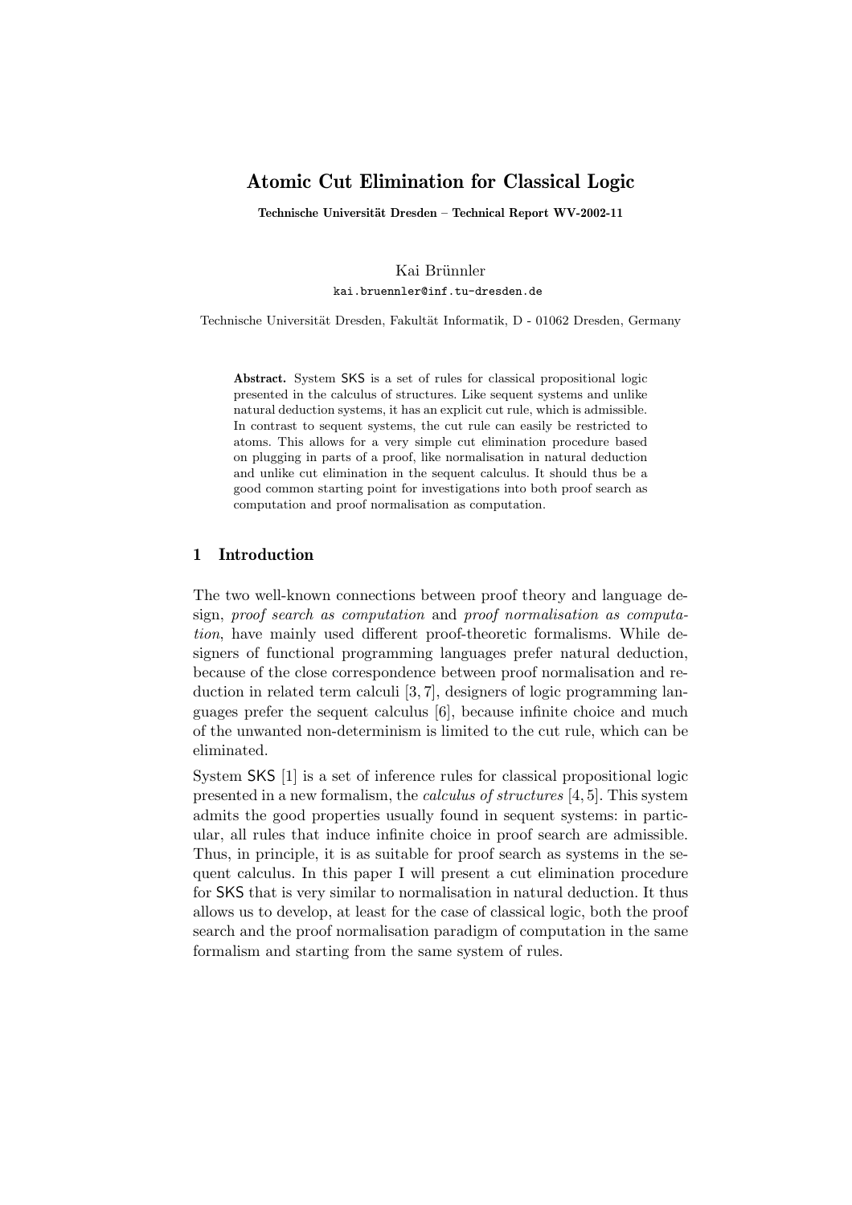# Atomic Cut Elimination for Classical Logic

**Technische Universität Dresden – Technical Report WV-2002-11**

Kai Brünnler

kai.bruennler@inf.tu-dresden.de

Technische Universität Dresden, Fakultät Informatik, D - 01062 Dresden, Germany

**Abstract.** System SKS is a set of rules for classical propositional logic presented in the calculus of structures. Like sequent systems and unlike natural deduction systems, it has an explicit cut rule, which is admissible. In contrast to sequent systems, the cut rule can easily be restricted to atoms. This allows for a very simple cut elimination procedure based on plugging in parts of a proof, like normalisation in natural deduction and unlike cut elimination in the sequent calculus. It should thus be a good common starting point for investigations into both proof search as computation and proof normalisation as computation.

## 1 Introduction

The two well-known connections between proof theory and language design, *proof search as computation* and *proof normalisation as computation*, have mainly used different proof-theoretic formalisms. While designers of functional programming languages prefer natural deduction, because of the close correspondence between proof normalisation and reduction in related term calculi [3, 7], designers of logic programming languages prefer the sequent calculus [6], because infinite choice and much of the unwanted non-determinism is limited to the cut rule, which can be eliminated.

System SKS [1] is a set of inference rules for classical propositional logic presented in a new formalism, the *calculus of structures* [4, 5]. This system admits the good properties usually found in sequent systems: in particular, all rules that induce infinite choice in proof search are admissible. Thus, in principle, it is as suitable for proof search as systems in the sequent calculus. In this paper I will present a cut elimination procedure for SKS that is very similar to normalisation in natural deduction. It thus allows us to develop, at least for the case of classical logic, both the proof search and the proof normalisation paradigm of computation in the same formalism and starting from the same system of rules.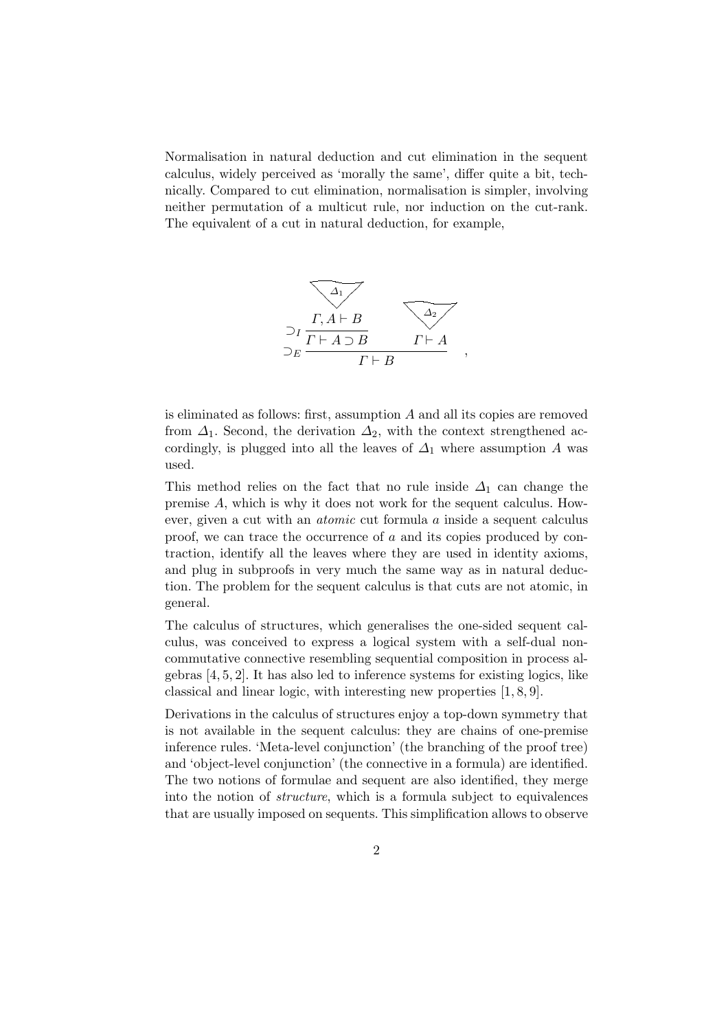Normalisation in natural deduction and cut elimination in the sequent calculus, widely perceived as 'morally the same', differ quite a bit, technically. Compared to cut elimination, normalisation is simpler, involving neither permutation of a multicut rule, nor induction on the cut-rank. The equivalent of a cut in natural deduction, for example,

$$
\supset_E \dfrac{\supset_I \dfrac{\overset{\Delta_1}{\Gamma, A \vdash B}}{\Gamma \vdash A \supset B} \qquad \overset{\Delta_2}{\Gamma \vdash A}}{\Gamma \vdash B} \quad ,
$$

is eliminated as follows: first, assumption $A$ and all its copies are removed from $\Delta_1$. Second, the derivation $\Delta_2$, with the context strengthened accordingly, is plugged into all the leaves of $\Delta_1$ where assumption $A$ was used.

This method relies on the fact that no rule inside $\Delta_1$ can change the premise $A$, which is why it does not work for the sequent calculus. However, given a cut with an *atomic* cut formula $a$ inside a sequent calculus proof, we can trace the occurrence of $a$ and its copies produced by contraction, identify all the leaves where they are used in identity axioms, and plug in subproofs in very much the same way as in natural deduction. The problem for the sequent calculus is that cuts are not atomic, in general.

The calculus of structures, which generalises the one-sided sequent calculus, was conceived to express a logical system with a self-dual non-commutative connective resembling sequential composition in process algebras [4, 5, 2]. It has also led to inference systems for existing logics, like classical and linear logic, with interesting new properties [1, 8, 9].

Derivations in the calculus of structures enjoy a top-down symmetry that is not available in the sequent calculus: they are chains of one-premise inference rules. 'Meta-level conjunction' (the branching of the proof tree) and 'object-level conjunction' (the connective in a formula) are identified. The two notions of formulae and sequent are also identified, they merge into the notion of *structure*, which is a formula subject to equivalences that are usually imposed on sequents. This simplification allows to observe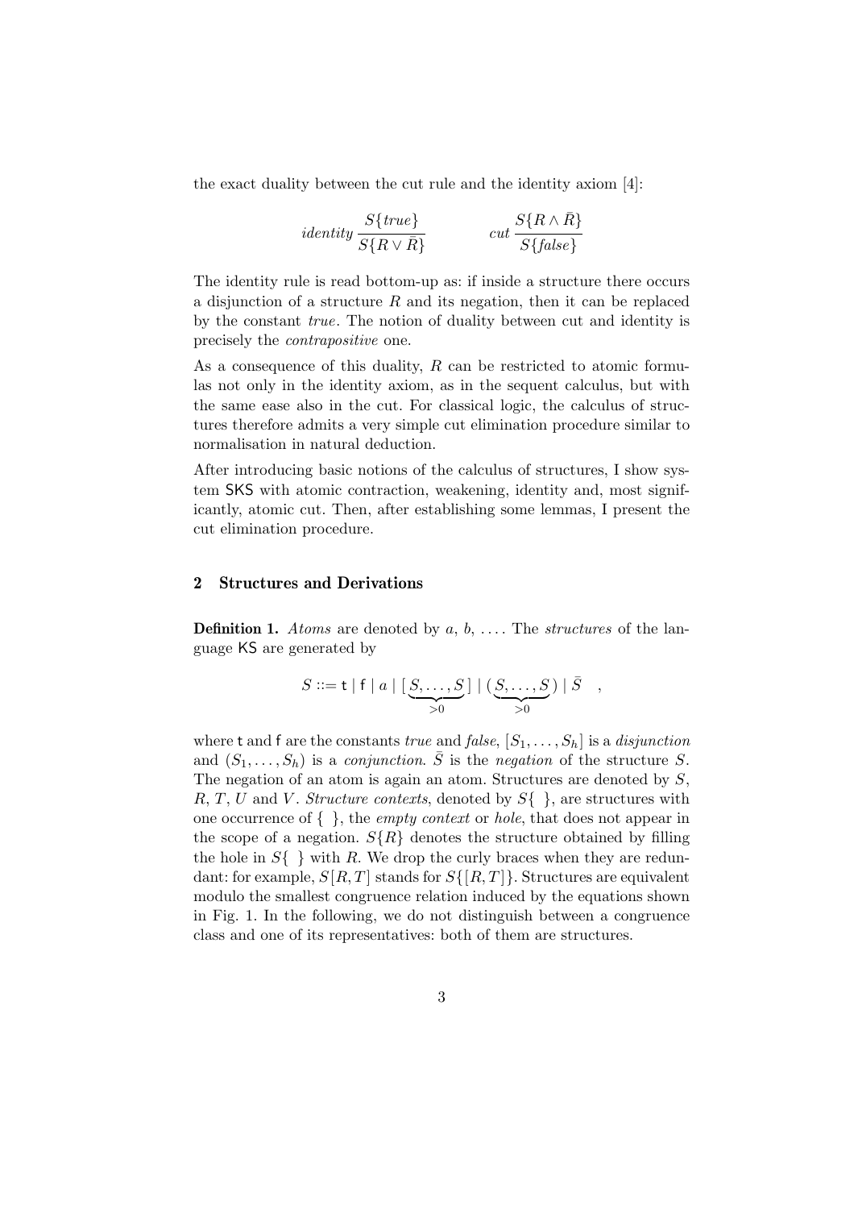the exact duality between the cut rule and the identity axiom [4]:

$$
identity \, \frac{S\{true\}}{S\{R \vee \bar{R}\}} \qquad\qquad cut \, \frac{S\{R \wedge \bar{R}\}}{S\{false\}}
$$

The identity rule is read bottom-up as: if inside a structure there occurs a disjunction of a structure $R$ and its negation, then it can be replaced by the constant *true*. The notion of duality between cut and identity is precisely the *contrapositive* one.

As a consequence of this duality, $R$ can be restricted to atomic formulas not only in the identity axiom, as in the sequent calculus, but with the same ease also in the cut. For classical logic, the calculus of structures therefore admits a very simple cut elimination procedure similar to normalisation in natural deduction.

After introducing basic notions of the calculus of structures, I show system SKS with atomic contraction, weakening, identity and, most significantly, atomic cut. Then, after establishing some lemmas, I present the cut elimination procedure.

## 2 Structures and Derivations

**Definition 1.** *Atoms* are denoted by $a$, $b$, .... The *structures* of the language KS are generated by

$$
S ::= \mathsf{t} \mid \mathsf{f} \mid a \mid [\underbrace{S, \dots, S}_{>0}] \mid (\underbrace{S, \dots, S}_{>0}) \mid \bar{S} \quad ,
$$

where $\mathsf{t}$ and $\mathsf{f}$ are the constants *true* and *false*, $[S_1, \dots, S_h]$ is a *disjunction* and $(S_1, \dots, S_h)$ is a *conjunction*. $\bar{S}$ is the *negation* of the structure $S$. The negation of an atom is again an atom. Structures are denoted by $S$, $R$, $T$, $U$ and $V$. *Structure contexts*, denoted by $S\{\ \}$, are structures with one occurrence of $\{\ \}$, the *empty context* or *hole*, that does not appear in the scope of a negation. $S\{R\}$ denotes the structure obtained by filling the hole in $S\{\ \}$ with $R$. We drop the curly braces when they are redundant: for example, $S[R,T]$ stands for $S\{[R,T]\}$. Structures are equivalent modulo the smallest congruence relation induced by the equations shown in Fig. 1. In the following, we do not distinguish between a congruence class and one of its representatives: both of them are structures.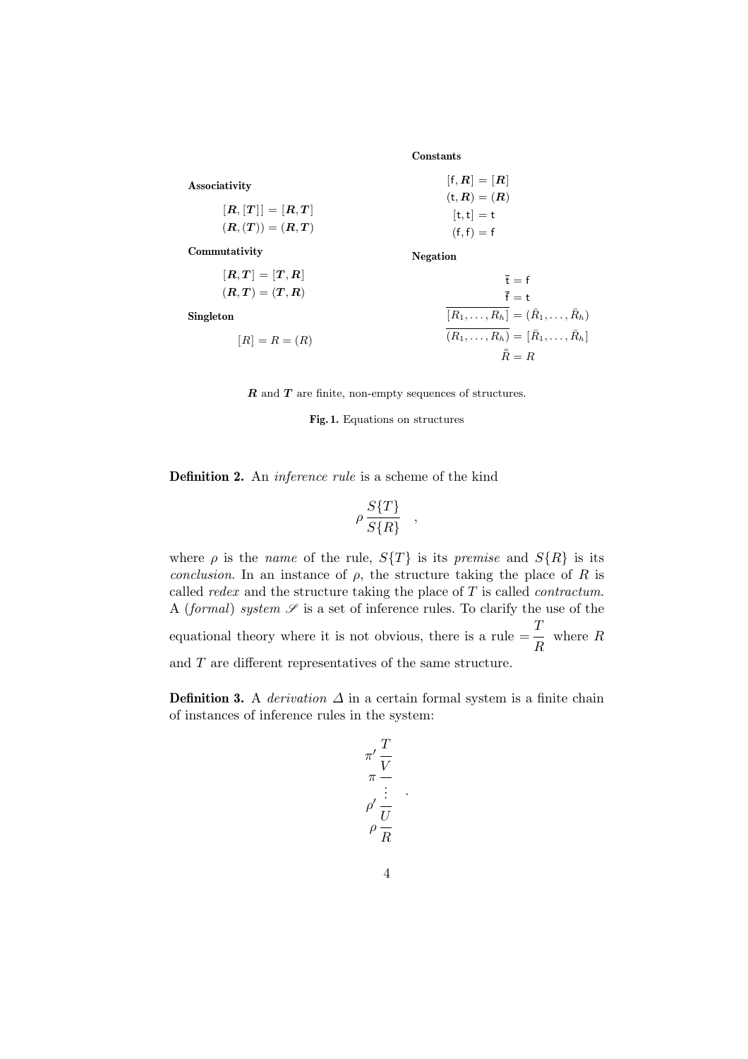**Associativity**

$$[\boldsymbol{R}, [\boldsymbol{T}]] = [\boldsymbol{R}, \boldsymbol{T}]$$
$$(\boldsymbol{R}, (\boldsymbol{T})) = (\boldsymbol{R}, \boldsymbol{T})$$

**Commutativity**

$$[\boldsymbol{R}, \boldsymbol{T}] = [\boldsymbol{T}, \boldsymbol{R}]$$
$$(\boldsymbol{R}, \boldsymbol{T}) = (\boldsymbol{T}, \boldsymbol{R})$$

**Singleton**

$$[R] = R = (R)$$

**Constants**

$$[\mathsf{f}, \boldsymbol{R}] = [\boldsymbol{R}]$$
$$(\mathsf{t}, \boldsymbol{R}) = (\boldsymbol{R})$$
$$[\mathsf{t}, \mathsf{t}] = \mathsf{t}$$
$$(\mathsf{f}, \mathsf{f}) = \mathsf{f}$$

**Negation**

$$\bar{\mathsf{t}} = \mathsf{f}$$
$$\bar{\mathsf{f}} = \mathsf{t}$$
$$\overline{[R_1, \ldots, R_h]} = (\bar{R}_1, \ldots, \bar{R}_h)$$
$$\overline{(R_1, \ldots, R_h)} = [\bar{R}_1, \ldots, \bar{R}_h]$$
$$\bar{\bar{R}} = R$$

$\boldsymbol{R}$ and $\boldsymbol{T}$ are finite, non-empty sequences of structures.

**Fig. 1.** Equations on structures

**Definition 2.** An *inference rule* is a scheme of the kind

$$\rho \, \frac{S\{T\}}{S\{R\}} \quad ,$$

where $\rho$ is the *name* of the rule, $S\{T\}$ is its *premise* and $S\{R\}$ is its *conclusion*. In an instance of $\rho$, the structure taking the place of $R$ is called *redex* and the structure taking the place of $T$ is called *contractum*. A (*formal*) *system* $\mathscr{S}$ is a set of inference rules. To clarify the use of the equational theory where it is not obvious, there is a rule $= \frac{T}{R}$ where $R$ and $T$ are different representatives of the same structure.

**Definition 3.** A *derivation* $\Delta$ in a certain formal system is a finite chain of instances of inference rules in the system:

$$\begin{array}{c} \pi' \, \dfrac{T}{V} \\ \pi \, \dfrac{}{\vdots} \\ \rho' \, \dfrac{}{U} \\ \rho \, \dfrac{}{R} \end{array} \quad .$$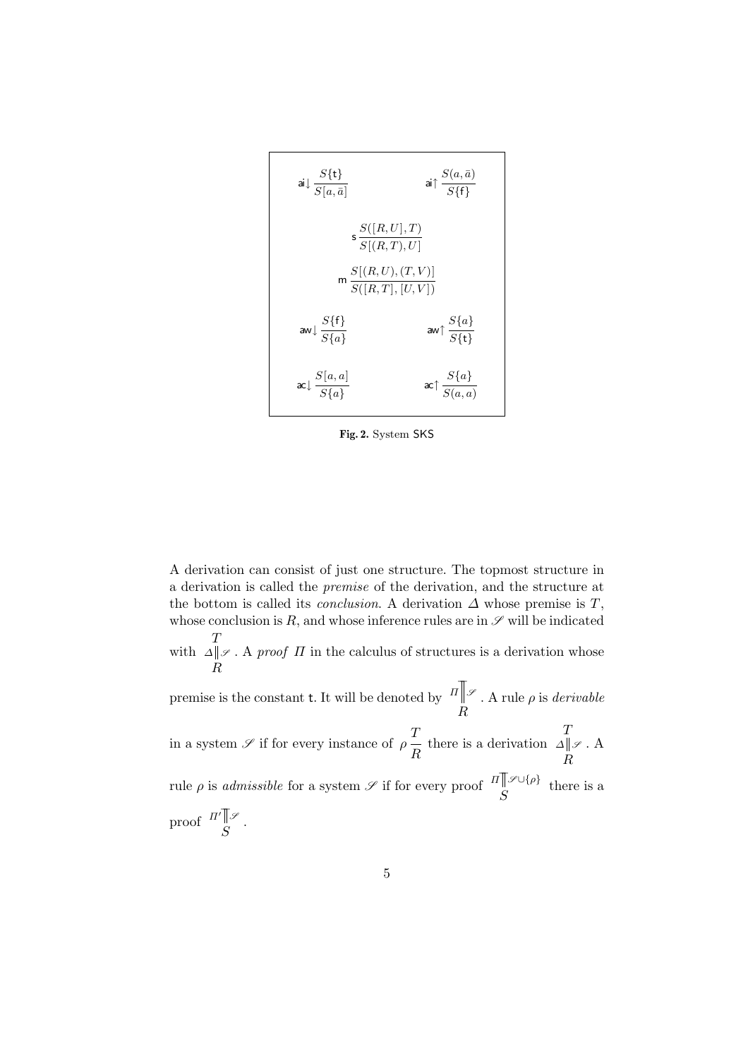$$
\mathsf{ai}\!\downarrow \frac{S\{\mathsf{t}\}}{S[a,\bar{a}]} \qquad \mathsf{ai}\!\uparrow \frac{S(a,\bar{a})}{S\{\mathsf{f}\}}
$$

$$
\mathsf{s}\,\frac{S([R,U],T)}{S[(R,T),U]}
$$

$$
\mathsf{m}\,\frac{S[(R,U),(T,V)]}{S([R,T],[U,V])}
$$

$$
\mathsf{aw}\!\downarrow \frac{S\{\mathsf{f}\}}{S\{a\}} \qquad \mathsf{aw}\!\uparrow \frac{S\{a\}}{S\{\mathsf{t}\}}
$$

$$
\mathsf{ac}\!\downarrow \frac{S[a,a]}{S\{a\}} \qquad \mathsf{ac}\!\uparrow \frac{S\{a\}}{S(a,a)}
$$

**Fig. 2.** System SKS

A derivation can consist of just one structure. The topmost structure in a derivation is called the *premise* of the derivation, and the structure at the bottom is called its *conclusion*. A derivation $\Delta$ whose premise is $T$, whose conclusion is $R$, and whose inference rules are in $\mathscr{S}$ will be indicated with $\begin{array}{c} T \\ \Delta \Vert \mathscr{S} \\ R \end{array}$. A *proof* $\Pi$ in the calculus of structures is a derivation whose premise is the constant $\mathsf{t}$. It will be denoted by $\begin{array}{c} \Pi \Vert \mathscr{S} \\ R \end{array}$. A rule $\rho$ is *derivable* in a system $\mathscr{S}$ if for every instance of $\rho \frac{T}{R}$ there is a derivation $\begin{array}{c} T \\ \Delta \Vert \mathscr{S} \\ R \end{array}$. A rule $\rho$ is *admissible* for a system $\mathscr{S}$ if for every proof $\begin{array}{c} \Pi \Vert \mathscr{S} \cup \{\rho\} \\ S \end{array}$ there is a proof $\begin{array}{c} \Pi' \Vert \mathscr{S} \\ S \end{array}$.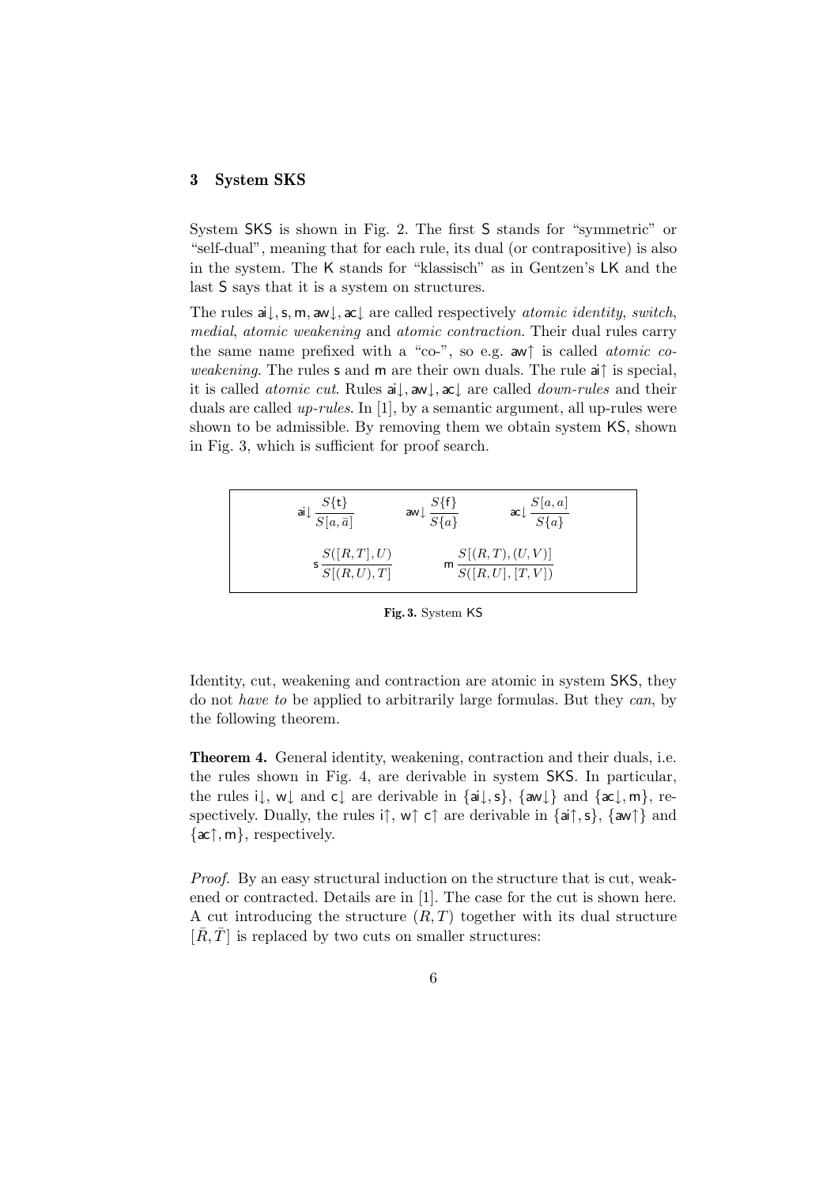## 3 System SKS

System SKS is shown in Fig. 2. The first S stands for "symmetric" or "self-dual", meaning that for each rule, its dual (or contrapositive) is also in the system. The K stands for "klassisch" as in Gentzen's LK and the last S says that it is a system on structures.

The rules $\mathsf{ai}\downarrow, \mathsf{s}, \mathsf{m}, \mathsf{aw}\downarrow, \mathsf{ac}\downarrow$ are called respectively *atomic identity*, *switch*, *medial*, *atomic weakening* and *atomic contraction*. Their dual rules carry the same name prefixed with a "co-", so e.g. $\mathsf{aw}\uparrow$ is called *atomic co-weakening*. The rules s and m are their own duals. The rule $\mathsf{ai}\uparrow$ is special, it is called *atomic cut*. Rules $\mathsf{ai}\downarrow, \mathsf{aw}\downarrow, \mathsf{ac}\downarrow$ are called *down-rules* and their duals are called *up-rules*. In [1], by a semantic argument, all up-rules were shown to be admissible. By removing them we obtain system KS, shown in Fig. 3, which is sufficient for proof search.

$$\mathsf{ai}\downarrow\frac{S\{\mathsf{t}\}}{S[a,\bar{a}]} \qquad \mathsf{aw}\downarrow\frac{S\{\mathsf{f}\}}{S\{a\}} \qquad \mathsf{ac}\downarrow\frac{S[a,a]}{S\{a\}}$$

$$\mathsf{s}\frac{S([R,T],U)}{S[(R,U),T]} \qquad \mathsf{m}\frac{S[(R,T),(U,V)]}{S([R,U],[T,V])}$$

**Fig. 3.** System KS

Identity, cut, weakening and contraction are atomic in system SKS, they do not *have to* be applied to arbitrarily large formulas. But they *can*, by the following theorem.

**Theorem 4.** General identity, weakening, contraction and their duals, i.e. the rules shown in Fig. 4, are derivable in system SKS. In particular, the rules $\mathsf{i}\downarrow$, $\mathsf{w}\downarrow$ and $\mathsf{c}\downarrow$ are derivable in $\{\mathsf{ai}\downarrow, \mathsf{s}\}$, $\{\mathsf{aw}\downarrow\}$ and $\{\mathsf{ac}\downarrow, \mathsf{m}\}$, respectively. Dually, the rules $\mathsf{i}\uparrow$, $\mathsf{w}\uparrow$ $\mathsf{c}\uparrow$ are derivable in $\{\mathsf{ai}\uparrow, \mathsf{s}\}$, $\{\mathsf{aw}\uparrow\}$ and $\{\mathsf{ac}\uparrow, \mathsf{m}\}$, respectively.

*Proof.* By an easy structural induction on the structure that is cut, weakened or contracted. Details are in [1]. The case for the cut is shown here. A cut introducing the structure $(R,T)$ together with its dual structure $[\bar{R},\bar{T}]$ is replaced by two cuts on smaller structures: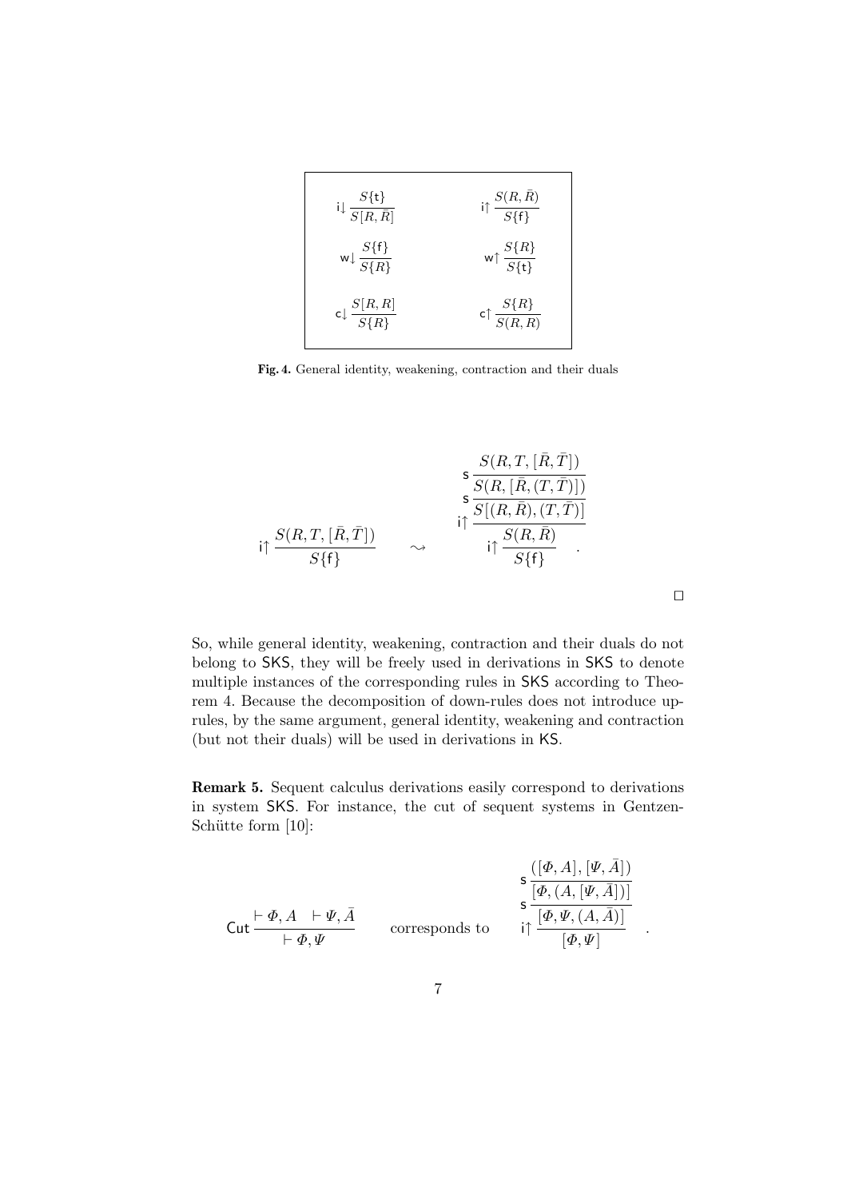$$
\mathsf{i}\!\downarrow \frac{S\{\mathsf{t}\}}{S[R,\bar{R}]} \qquad \mathsf{i}\!\uparrow \frac{S(R,\bar{R})}{S\{\mathsf{f}\}}
$$

$$
\mathsf{w}\!\downarrow \frac{S\{\mathsf{f}\}}{S\{R\}} \qquad \mathsf{w}\!\uparrow \frac{S\{R\}}{S\{\mathsf{t}\}}
$$

$$
\mathsf{c}\!\downarrow \frac{S[R,R]}{S\{R\}} \qquad \mathsf{c}\!\uparrow \frac{S\{R\}}{S(R,R)}
$$

**Fig. 4.** General identity, weakening, contraction and their duals

$$
\mathsf{i}\!\uparrow \frac{S(R,T,[\bar{R},\bar{T}])}{S\{\mathsf{f}\}} \quad \rightsquigarrow \quad \mathsf{i}\!\uparrow \frac{\mathsf{i}\!\uparrow \dfrac{\mathsf{s} \dfrac{\mathsf{s} \dfrac{S(R,T,[\bar{R},\bar{T}])}{S(R,[\bar{R},(T,\bar{T})])}}{S[(R,\bar{R}),(T,\bar{T})]}}{S(R,\bar{R})}}{S\{\mathsf{f}\}} \quad .
$$

□

So, while general identity, weakening, contraction and their duals do not belong to SKS, they will be freely used in derivations in SKS to denote multiple instances of the corresponding rules in SKS according to Theorem 4. Because the decomposition of down-rules does not introduce up-rules, by the same argument, general identity, weakening and contraction (but not their duals) will be used in derivations in KS.

**Remark 5.** Sequent calculus derivations easily correspond to derivations in system SKS. For instance, the cut of sequent systems in Gentzen-Schütte form [10]:

$$
\mathsf{Cut}\,\frac{\vdash \Phi, A \quad \vdash \Psi, \bar{A}}{\vdash \Phi, \Psi} \qquad \text{corresponds to} \qquad \mathsf{i}\!\uparrow \frac{\mathsf{s} \dfrac{\mathsf{s} \dfrac{([\Phi,A],[\Psi,\bar{A}])}{[\Phi,(A,[\Psi,\bar{A}])]}}{[\Phi,\Psi,(A,\bar{A})]}}{[\Phi,\Psi]} \quad .
$$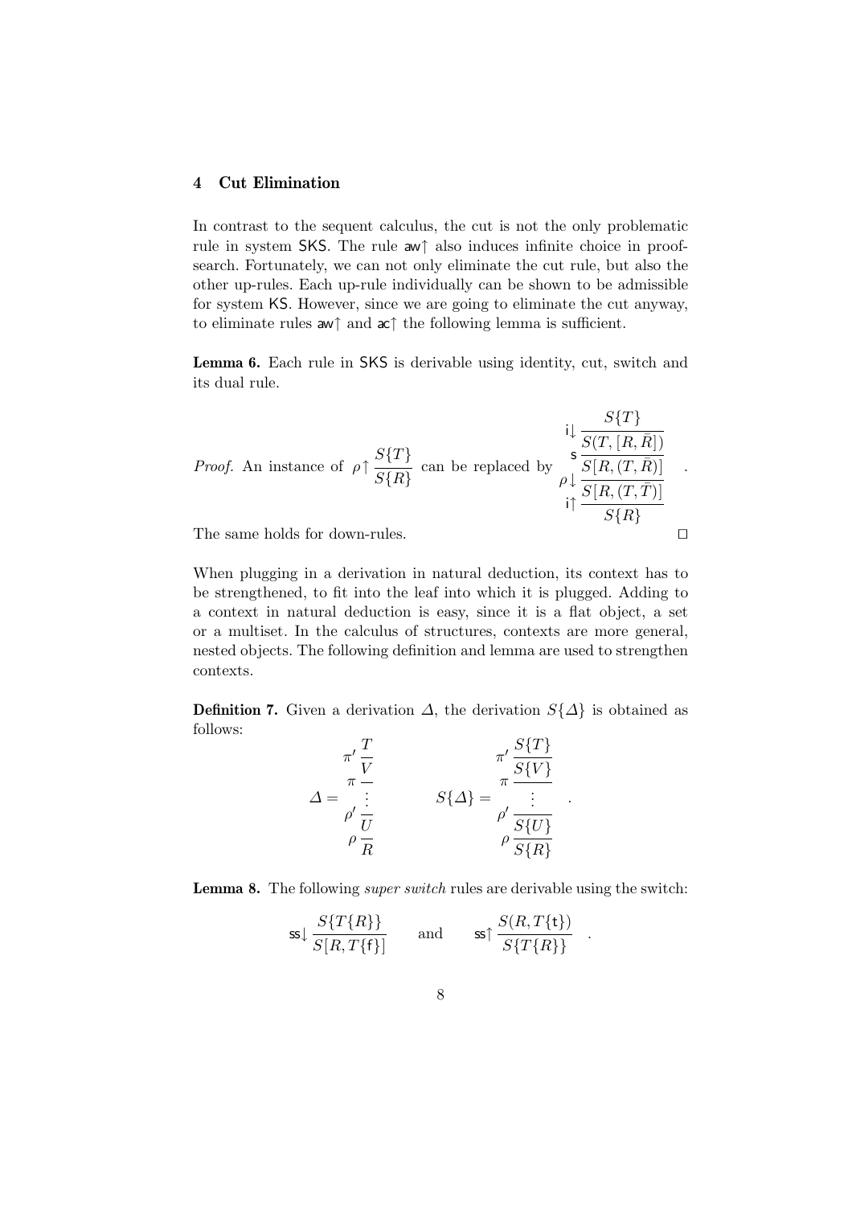## 4 Cut Elimination

In contrast to the sequent calculus, the cut is not the only problematic rule in system SKS. The rule $\mathsf{aw}\uparrow$ also induces infinite choice in proof-search. Fortunately, we can not only eliminate the cut rule, but also the other up-rules. Each up-rule individually can be shown to be admissible for system KS. However, since we are going to eliminate the cut anyway, to eliminate rules $\mathsf{aw}\uparrow$ and $\mathsf{ac}\uparrow$ the following lemma is sufficient.

**Lemma 6.** Each rule in SKS is derivable using identity, cut, switch and its dual rule.

*Proof.* An instance of $\rho\uparrow \dfrac{S\{T\}}{S\{R\}}$ can be replaced by

$$
\begin{array}{r}
\mathsf{i}\downarrow \dfrac{S\{T\}}{S(T,[R,\bar{R}])} \\
\mathsf{s} \dfrac{\phantom{S(T,[R,\bar{R}])}}{S[R,(T,\bar{R})]} \\
\rho\downarrow \dfrac{\phantom{S[R,(T,\bar{R})]}}{S[R,(T,\bar{T})]} \\
\mathsf{i}\uparrow \dfrac{\phantom{S[R,(T,\bar{T})]}}{S\{R\}}
\end{array}
\quad .
$$

The same holds for down-rules. □

When plugging in a derivation in natural deduction, its context has to be strengthened, to fit into the leaf into which it is plugged. Adding to a context in natural deduction is easy, since it is a flat object, a set or a multiset. In the calculus of structures, contexts are more general, nested objects. The following definition and lemma are used to strengthen contexts.

**Definition 7.** Given a derivation $\Delta$, the derivation $S\{\Delta\}$ is obtained as follows:

$$
\Delta = \begin{array}{r}
\pi' \dfrac{T}{V} \\
\pi \dfrac{\phantom{V}}{\vdots} \\
\rho' \dfrac{\phantom{\vdots}}{U} \\
\rho \dfrac{\phantom{U}}{R}
\end{array}
\qquad
S\{\Delta\} = \begin{array}{r}
\pi' \dfrac{S\{T\}}{S\{V\}} \\
\pi \dfrac{\phantom{S\{V\}}}{\vdots} \\
\rho' \dfrac{\phantom{\vdots}}{S\{U\}} \\
\rho \dfrac{\phantom{S\{U\}}}{S\{R\}}
\end{array}
\quad .
$$

**Lemma 8.** The following *super switch* rules are derivable using the switch:

$$
\mathsf{ss}\downarrow \frac{S\{T\{R\}\}}{S[R,T\{\mathsf{f}\}]} \qquad \text{and} \qquad \mathsf{ss}\uparrow \frac{S(R,T\{\mathsf{t}\})}{S\{T\{R\}\}} \quad .
$$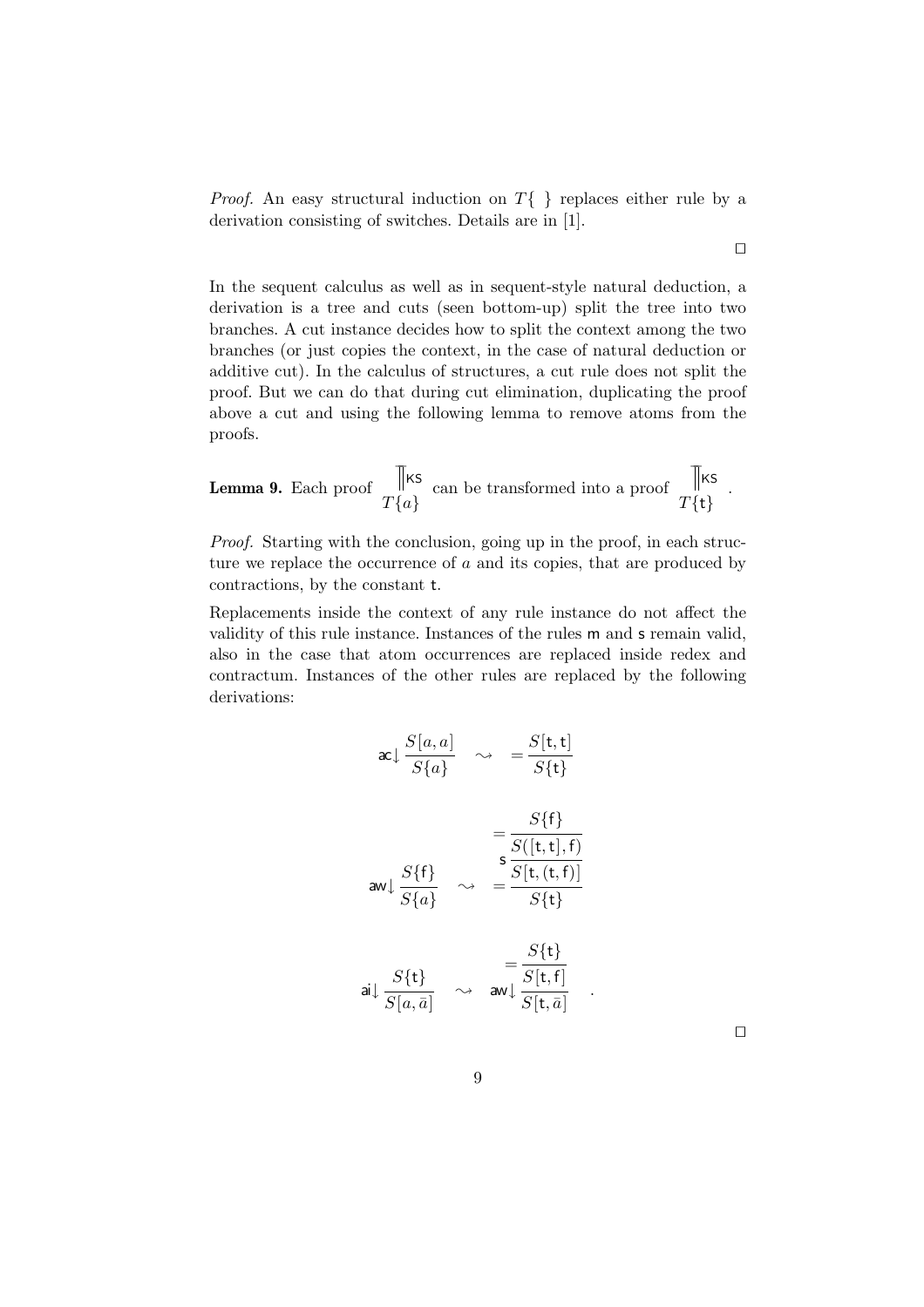*Proof.* An easy structural induction on $T\{\ \}$ replaces either rule by a derivation consisting of switches. Details are in [1].

$\square$

In the sequent calculus as well as in sequent-style natural deduction, a derivation is a tree and cuts (seen bottom-up) split the tree into two branches. A cut instance decides how to split the context among the two branches (or just copies the context, in the case of natural deduction or additive cut). In the calculus of structures, a cut rule does not split the proof. But we can do that during cut elimination, duplicating the proof above a cut and using the following lemma to remove atoms from the proofs.

**Lemma 9.** Each proof $\begin{array}{c}\Vert \mathsf{KS} \\ T\{a\}\end{array}$ can be transformed into a proof $\begin{array}{c}\Vert \mathsf{KS} \\ T\{\mathsf{t}\}\end{array}$ .

*Proof.* Starting with the conclusion, going up in the proof, in each structure we replace the occurrence of $a$ and its copies, that are produced by contractions, by the constant $\mathsf{t}$.

Replacements inside the context of any rule instance do not affect the validity of this rule instance. Instances of the rules $\mathsf{m}$ and $\mathsf{s}$ remain valid, also in the case that atom occurrences are replaced inside redex and contractum. Instances of the other rules are replaced by the following derivations:

$$\mathsf{ac}\!\downarrow \frac{S[a,a]}{S\{a\}} \quad \rightsquigarrow \quad = \frac{S[\mathsf{t},\mathsf{t}]}{S\{\mathsf{t}\}}$$

$$\mathsf{aw}\!\downarrow \frac{S\{\mathsf{f}\}}{S\{a\}} \quad \rightsquigarrow \quad = \cfrac{\mathsf{s}\,\cfrac{= \cfrac{S\{\mathsf{f}\}}{S([\mathsf{t},\mathsf{t}],\mathsf{f})}}{S[\mathsf{t},(\mathsf{t},\mathsf{f})]}}{S\{\mathsf{t}\}}$$

$$\mathsf{ai}\!\downarrow \frac{S\{\mathsf{t}\}}{S[a,\bar{a}]} \quad \rightsquigarrow \quad \mathsf{aw}\!\downarrow \cfrac{= \cfrac{S\{\mathsf{t}\}}{S[\mathsf{t},\mathsf{f}]}}{S[\mathsf{t},\bar{a}]} \quad .$$

$\square$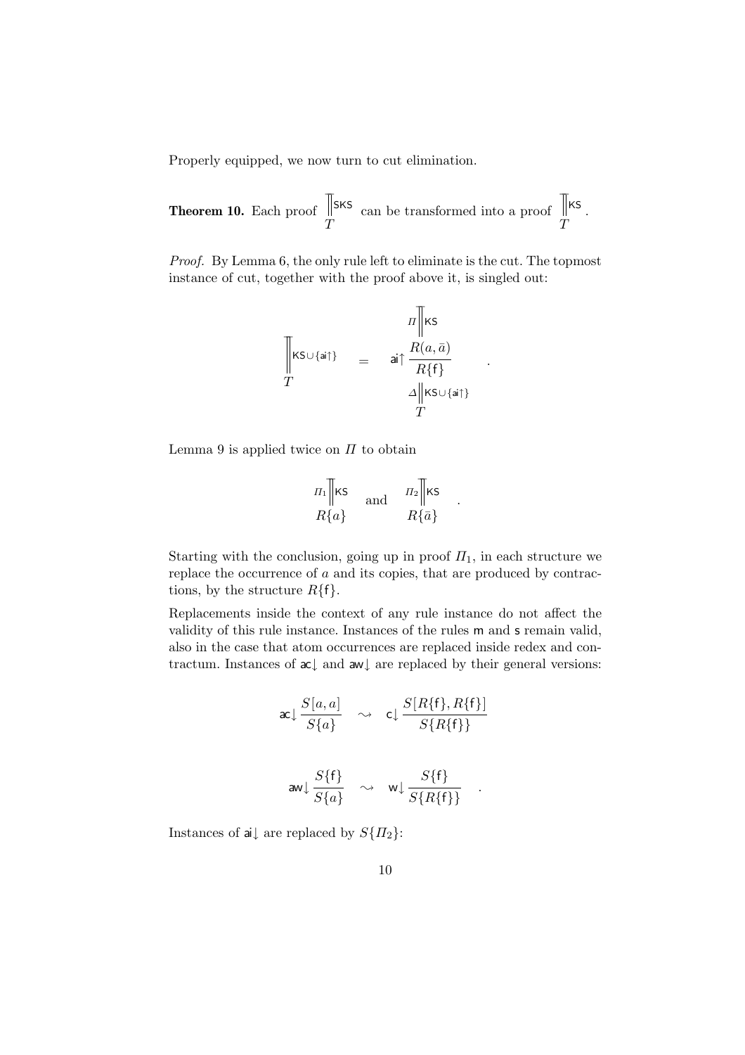Properly equipped, we now turn to cut elimination.

**Theorem 10.** Each proof $\begin{array}{c}\| \mathsf{SKS} \\ T\end{array}$ can be transformed into a proof $\begin{array}{c}\| \mathsf{KS} \\ T\end{array}$.

*Proof.* By Lemma 6, the only rule left to eliminate is the cut. The topmost instance of cut, together with the proof above it, is singled out:

$$
\begin{array}{c}\Big\| \mathsf{KS}\cup\{\mathsf{ai}\!\uparrow\} \\ T\end{array}
\quad = \quad
\begin{array}{c}
\Pi \Big\| \mathsf{KS} \\
\mathsf{ai}\!\uparrow \dfrac{R(a,\bar{a})}{R\{\mathsf{f}\}} \\
\Delta \Big\| \mathsf{KS}\cup\{\mathsf{ai}\!\uparrow\} \\
T
\end{array}
\quad .
$$

Lemma 9 is applied twice on $\Pi$ to obtain

$$
\begin{array}{c}\Pi_1 \Big\| \mathsf{KS} \\ R\{a\}\end{array}
\quad \text{and} \quad
\begin{array}{c}\Pi_2 \Big\| \mathsf{KS} \\ R\{\bar{a}\}\end{array}
\quad .
$$

Starting with the conclusion, going up in proof $\Pi_1$, in each structure we replace the occurrence of $a$ and its copies, that are produced by contractions, by the structure $R\{\mathsf{f}\}$.

Replacements inside the context of any rule instance do not affect the validity of this rule instance. Instances of the rules $\mathsf{m}$ and $\mathsf{s}$ remain valid, also in the case that atom occurrences are replaced inside redex and contractum. Instances of $\mathsf{ac}\!\downarrow$ and $\mathsf{aw}\!\downarrow$ are replaced by their general versions:

$$
\mathsf{ac}\!\downarrow \frac{S[a,a]}{S\{a\}} \quad \rightsquigarrow \quad \mathsf{c}\!\downarrow \frac{S[R\{\mathsf{f}\},R\{\mathsf{f}\}]}{S\{R\{\mathsf{f}\}\}}
$$

$$
\mathsf{aw}\!\downarrow \frac{S\{\mathsf{f}\}}{S\{a\}} \quad \rightsquigarrow \quad \mathsf{w}\!\downarrow \frac{S\{\mathsf{f}\}}{S\{R\{\mathsf{f}\}\}} \quad .
$$

Instances of $\mathsf{ai}\!\downarrow$ are replaced by $S\{\Pi_2\}$: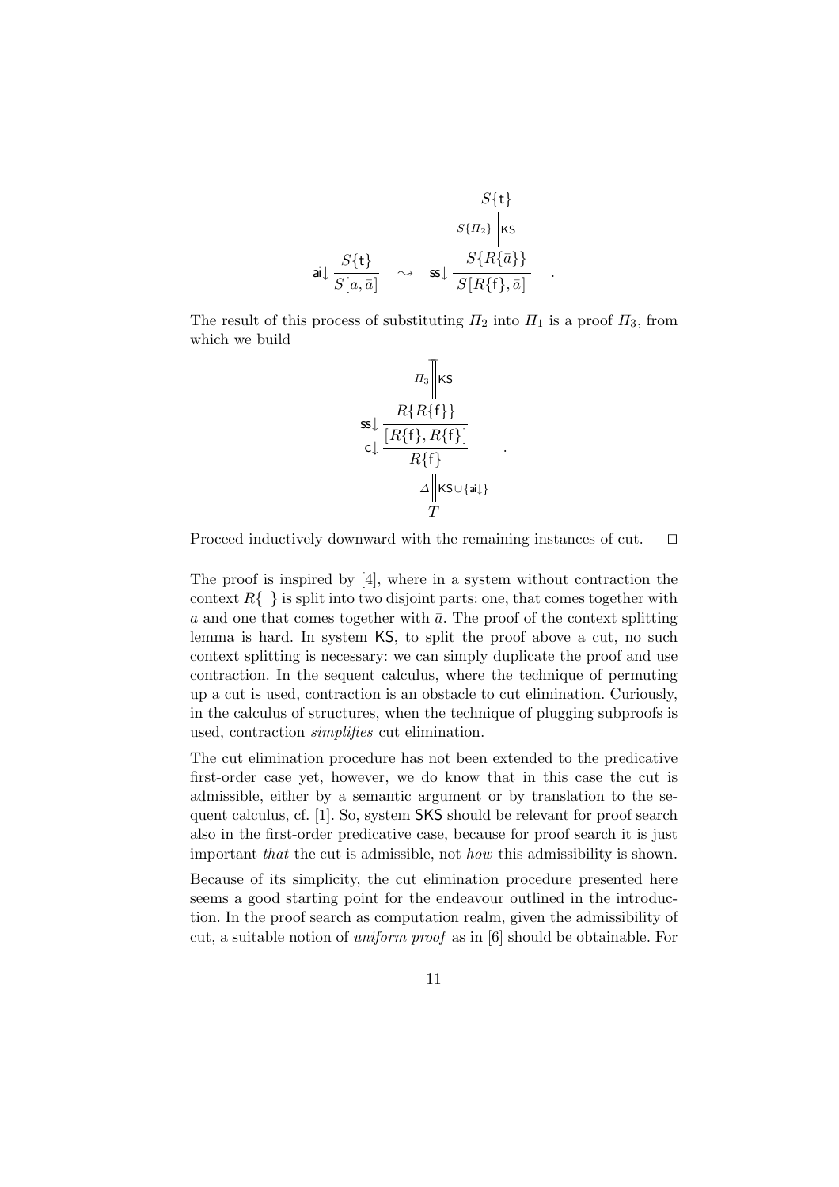$$
\mathsf{ai}\!\downarrow \frac{S\{\mathsf{t}\}}{S[a,\bar{a}]} \quad \rightsquigarrow \quad \mathsf{ss}\!\downarrow \frac{\begin{array}{c} S\{\mathsf{t}\} \\ S\{\Pi_2\} \Big\| \mathsf{KS} \\ S\{R\{\bar{a}\}\} \end{array}}{S[R\{\mathsf{f}\},\bar{a}]} \quad .
$$

The result of this process of substituting $\Pi_2$ into $\Pi_1$ is a proof $\Pi_3$, from which we build

$$
\begin{array}{c}
\Pi_3 \Big\| \mathsf{KS} \\
\mathsf{ss}\!\downarrow \dfrac{R\{R\{\mathsf{f}\}\}}{\mathsf{c}\!\downarrow \dfrac{[R\{\mathsf{f}\},R\{\mathsf{f}\}]}{R\{\mathsf{f}\}}} \\
\Delta \Big\| \mathsf{KS} \cup \{\mathsf{ai}\!\downarrow\} \\
T
\end{array} \quad .
$$

Proceed inductively downward with the remaining instances of cut. $\square$

The proof is inspired by [4], where in a system without contraction the context $R\{\ \}$ is split into two disjoint parts: one, that comes together with $a$ and one that comes together with $\bar{a}$. The proof of the context splitting lemma is hard. In system KS, to split the proof above a cut, no such context splitting is necessary: we can simply duplicate the proof and use contraction. In the sequent calculus, where the technique of permuting up a cut is used, contraction is an obstacle to cut elimination. Curiously, in the calculus of structures, when the technique of plugging subproofs is used, contraction *simplifies* cut elimination.

The cut elimination procedure has not been extended to the predicative first-order case yet, however, we do know that in this case the cut is admissible, either by a semantic argument or by translation to the sequent calculus, cf. [1]. So, system SKS should be relevant for proof search also in the first-order predicative case, because for proof search it is just important *that* the cut is admissible, not *how* this admissibility is shown.

Because of its simplicity, the cut elimination procedure presented here seems a good starting point for the endeavour outlined in the introduction. In the proof search as computation realm, given the admissibility of cut, a suitable notion of *uniform proof* as in [6] should be obtainable. For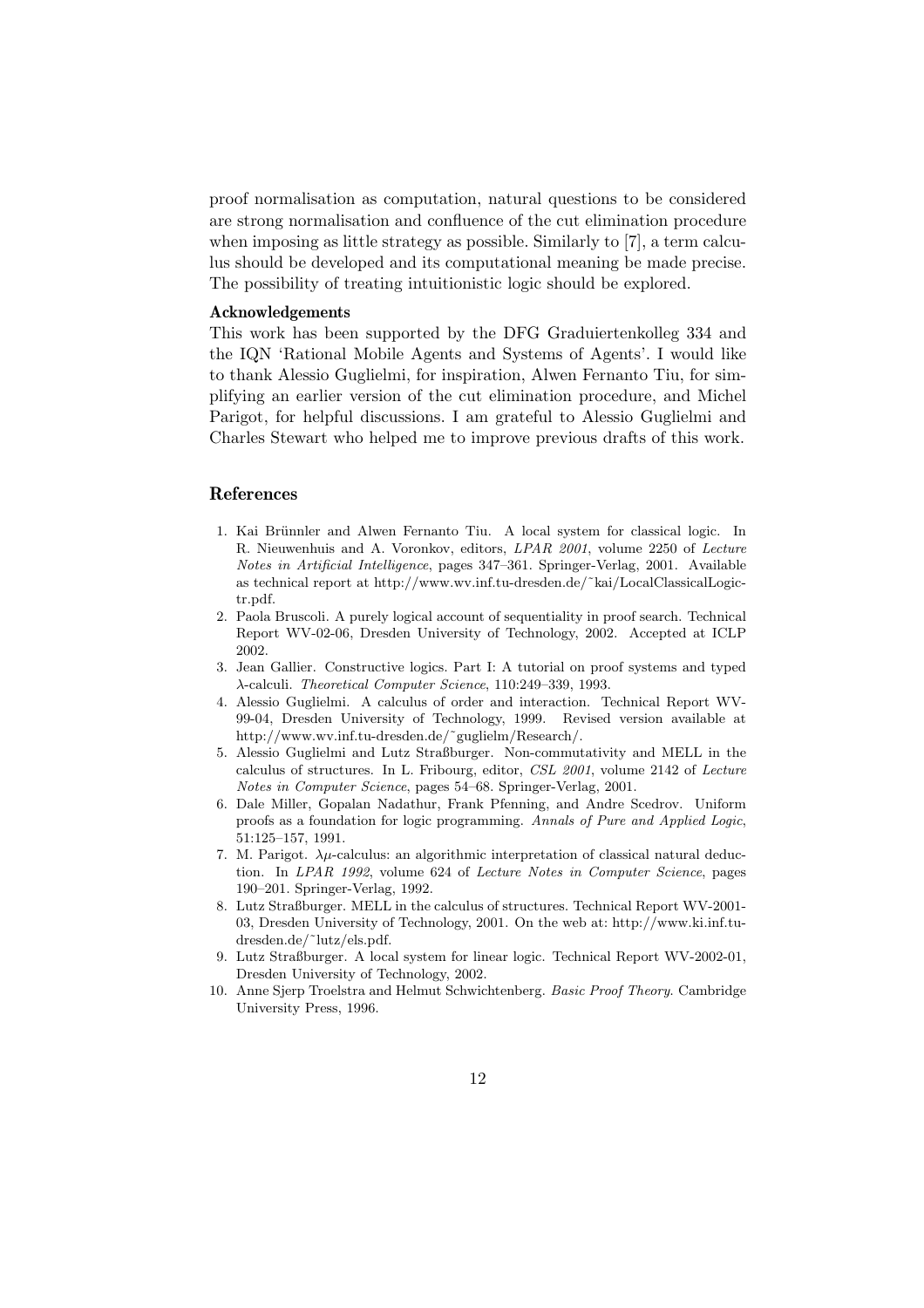proof normalisation as computation, natural questions to be considered are strong normalisation and confluence of the cut elimination procedure when imposing as little strategy as possible. Similarly to [7], a term calculus should be developed and its computational meaning be made precise. The possibility of treating intuitionistic logic should be explored.

### Acknowledgements

This work has been supported by the DFG Graduiertenkolleg 334 and the IQN 'Rational Mobile Agents and Systems of Agents'. I would like to thank Alessio Guglielmi, for inspiration, Alwen Fernanto Tiu, for simplifying an earlier version of the cut elimination procedure, and Michel Parigot, for helpful discussions. I am grateful to Alessio Guglielmi and Charles Stewart who helped me to improve previous drafts of this work.

## References

1. Kai Brünnler and Alwen Fernanto Tiu. A local system for classical logic. In R. Nieuwenhuis and A. Voronkov, editors, *LPAR 2001*, volume 2250 of *Lecture Notes in Artificial Intelligence*, pages 347–361. Springer-Verlag, 2001. Available as technical report at http://www.wv.inf.tu-dresden.de/˜kai/LocalClassicalLogic-tr.pdf.
2. Paola Bruscoli. A purely logical account of sequentiality in proof search. Technical Report WV-02-06, Dresden University of Technology, 2002. Accepted at ICLP 2002.
3. Jean Gallier. Constructive logics. Part I: A tutorial on proof systems and typed $\lambda$-calculi. *Theoretical Computer Science*, 110:249–339, 1993.
4. Alessio Guglielmi. A calculus of order and interaction. Technical Report WV-99-04, Dresden University of Technology, 1999. Revised version available at http://www.wv.inf.tu-dresden.de/˜guglielm/Research/.
5. Alessio Guglielmi and Lutz Straßburger. Non-commutativity and MELL in the calculus of structures. In L. Fribourg, editor, *CSL 2001*, volume 2142 of *Lecture Notes in Computer Science*, pages 54–68. Springer-Verlag, 2001.
6. Dale Miller, Gopalan Nadathur, Frank Pfenning, and Andre Scedrov. Uniform proofs as a foundation for logic programming. *Annals of Pure and Applied Logic*, 51:125–157, 1991.
7. M. Parigot. $\lambda\mu$-calculus: an algorithmic interpretation of classical natural deduction. In *LPAR 1992*, volume 624 of *Lecture Notes in Computer Science*, pages 190–201. Springer-Verlag, 1992.
8. Lutz Straßburger. MELL in the calculus of structures. Technical Report WV-2001-03, Dresden University of Technology, 2001. On the web at: http://www.ki.inf.tu-dresden.de/˜lutz/els.pdf.
9. Lutz Straßburger. A local system for linear logic. Technical Report WV-2002-01, Dresden University of Technology, 2002.
10. Anne Sjerp Troelstra and Helmut Schwichtenberg. *Basic Proof Theory*. Cambridge University Press, 1996.